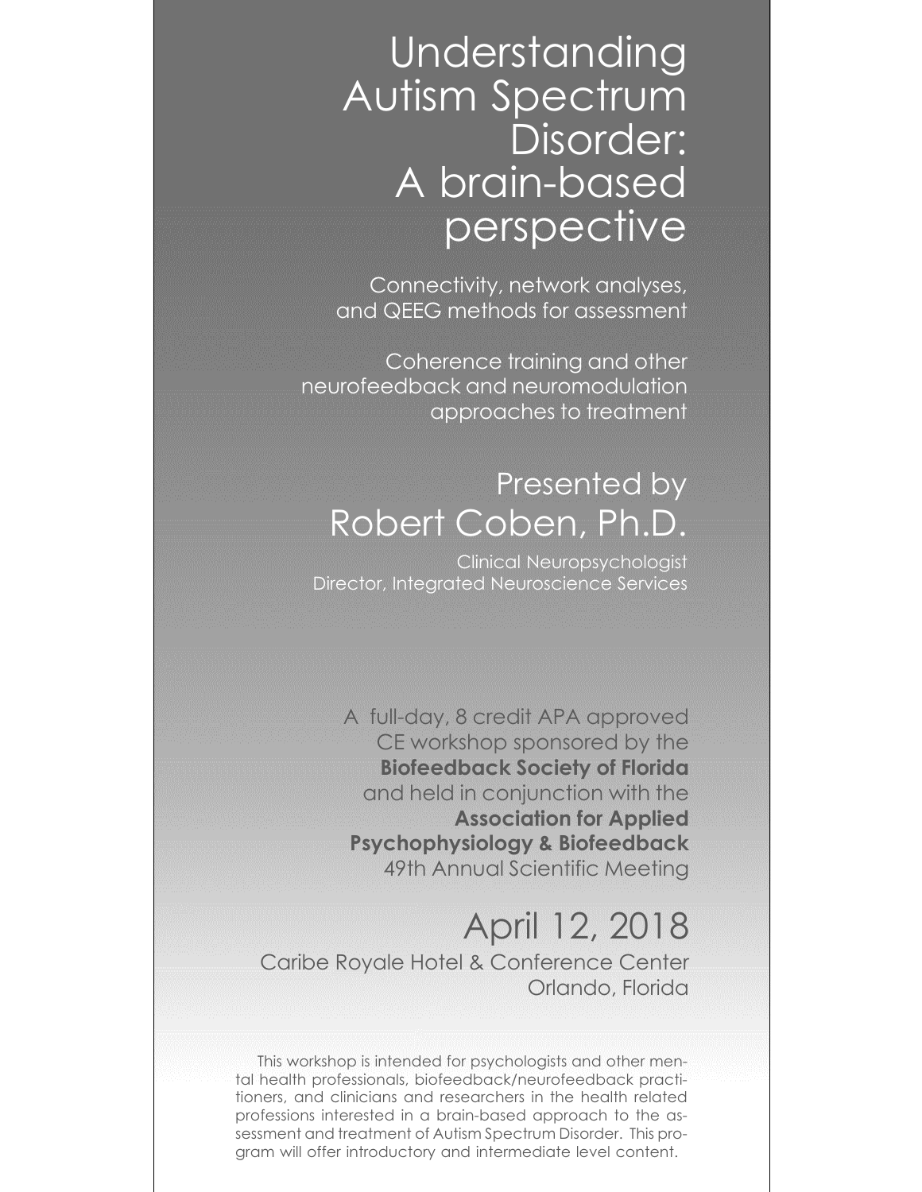# Understanding Autism Spectrum Disorder: A brain-based perspective

Connectivity, network analyses, and QEEG methods for assessment

Coherence training and other neurofeedback and neuromodulation approaches to treatment

## Presented by Robert Coben, Ph.D.

Clinical Neuropsychologist
Director, Integrated Neuroscience Services

A full-day, 8 credit APA approved CE workshop sponsored by the **Biofeedback Society of Florida** and held in conjunction with the **Association for Applied Psychophysiology & Biofeedback** 49th Annual Scientific Meeting

## April 12, 2018

Caribe Royale Hotel & Conference Center
Orlando, Florida

This workshop is intended for psychologists and other mental health professionals, biofeedback/neurofeedback practitioners, and clinicians and researchers in the health related professions interested in a brain-based approach to the assessment and treatment of Autism Spectrum Disorder. This program will offer introductory and intermediate level content.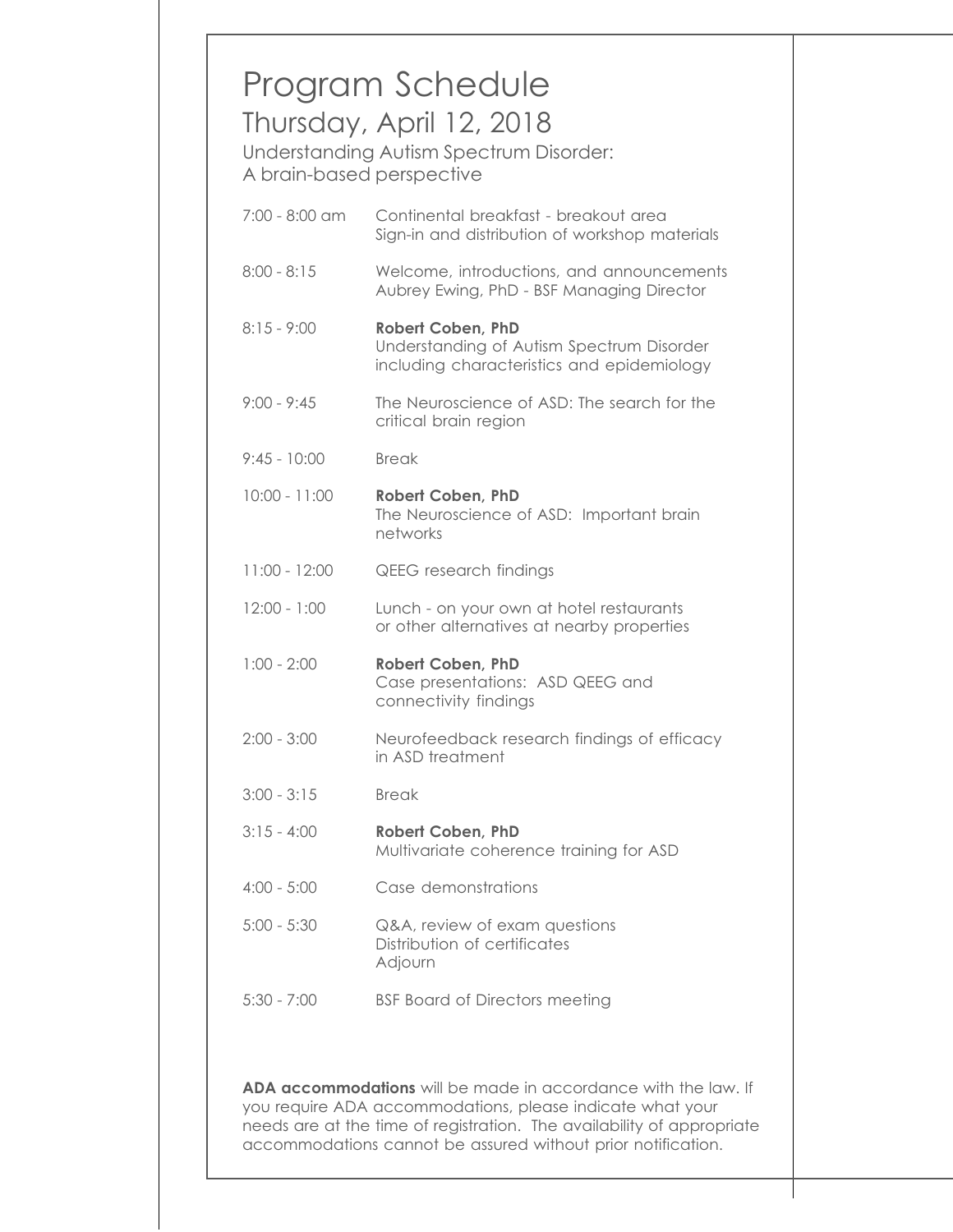# Program Schedule

## Thursday, April 12, 2018

### Understanding Autism Spectrum Disorder: A brain-based perspective

| | |
|---|---|
| 7:00 - 8:00 am | Continental breakfast - breakout area<br>Sign-in and distribution of workshop materials |
| 8:00 - 8:15 | Welcome, introductions, and announcements<br>Aubrey Ewing, PhD - BSF Managing Director |
| 8:15 - 9:00 | **Robert Coben, PhD**<br>Understanding of Autism Spectrum Disorder including characteristics and epidemiology |
| 9:00 - 9:45 | The Neuroscience of ASD: The search for the critical brain region |
| 9:45 - 10:00 | Break |
| 10:00 - 11:00 | **Robert Coben, PhD**<br>The Neuroscience of ASD: Important brain networks |
| 11:00 - 12:00 | QEEG research findings |
| 12:00 - 1:00 | Lunch - on your own at hotel restaurants or other alternatives at nearby properties |
| 1:00 - 2:00 | **Robert Coben, PhD**<br>Case presentations: ASD QEEG and connectivity findings |
| 2:00 - 3:00 | Neurofeedback research findings of efficacy in ASD treatment |
| 3:00 - 3:15 | Break |
| 3:15 - 4:00 | **Robert Coben, PhD**<br>Multivariate coherence training for ASD |
| 4:00 - 5:00 | Case demonstrations |
| 5:00 - 5:30 | Q&A, review of exam questions<br>Distribution of certificates<br>Adjourn |
| 5:30 - 7:00 | BSF Board of Directors meeting |

**ADA accommodations** will be made in accordance with the law. If you require ADA accommodations, please indicate what your needs are at the time of registration. The availability of appropriate accommodations cannot be assured without prior notification.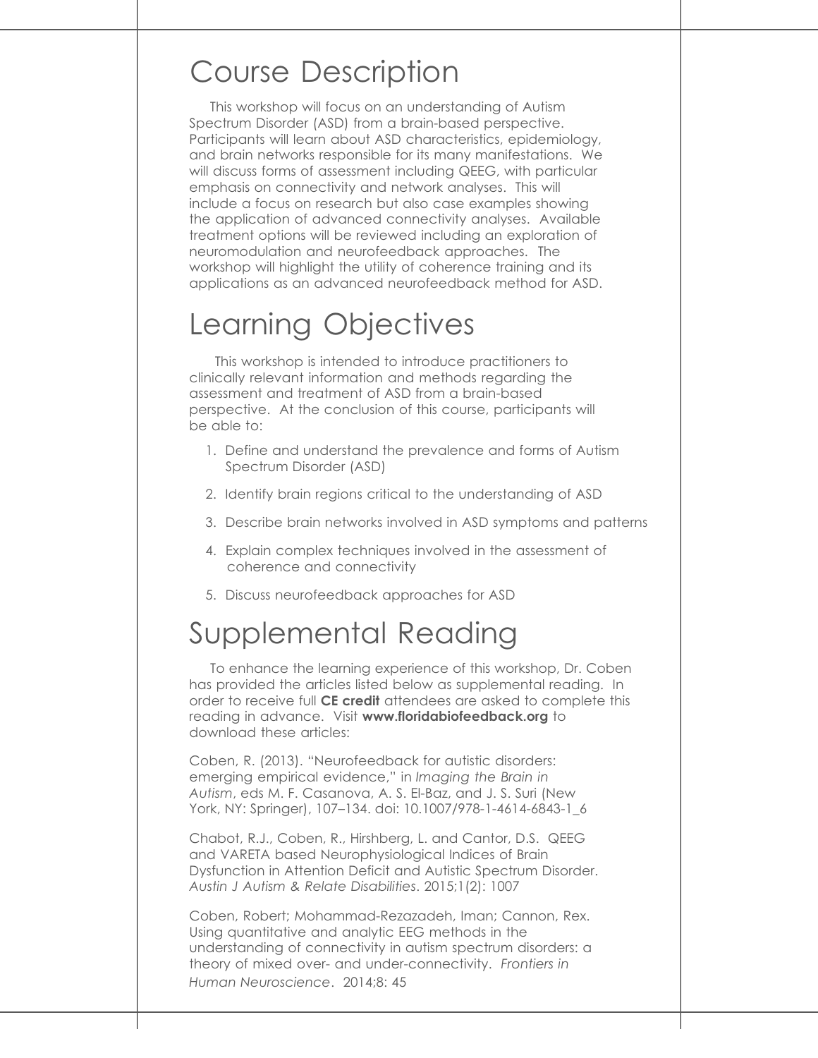# Course Description

This workshop will focus on an understanding of Autism Spectrum Disorder (ASD) from a brain-based perspective. Participants will learn about ASD characteristics, epidemiology, and brain networks responsible for its many manifestations. We will discuss forms of assessment including QEEG, with particular emphasis on connectivity and network analyses. This will include a focus on research but also case examples showing the application of advanced connectivity analyses. Available treatment options will be reviewed including an exploration of neuromodulation and neurofeedback approaches. The workshop will highlight the utility of coherence training and its applications as an advanced neurofeedback method for ASD.

# Learning Objectives

This workshop is intended to introduce practitioners to clinically relevant information and methods regarding the assessment and treatment of ASD from a brain-based perspective. At the conclusion of this course, participants will be able to:

1. Define and understand the prevalence and forms of Autism Spectrum Disorder (ASD)
2. Identify brain regions critical to the understanding of ASD
3. Describe brain networks involved in ASD symptoms and patterns
4. Explain complex techniques involved in the assessment of coherence and connectivity
5. Discuss neurofeedback approaches for ASD

# Supplemental Reading

To enhance the learning experience of this workshop, Dr. Coben has provided the articles listed below as supplemental reading. In order to receive full **CE credit** attendees are asked to complete this reading in advance. Visit **www.floridabiofeedback.org** to download these articles:

Coben, R. (2013). "Neurofeedback for autistic disorders: emerging empirical evidence," in *Imaging the Brain in Autism*, eds M. F. Casanova, A. S. El-Baz, and J. S. Suri (New York, NY: Springer), 107–134. doi: 10.1007/978-1-4614-6843-1_6

Chabot, R.J., Coben, R., Hirshberg, L. and Cantor, D.S. QEEG and VARETA based Neurophysiological Indices of Brain Dysfunction in Attention Deficit and Autistic Spectrum Disorder. *Austin J Autism & Relate Disabilities*. 2015;1(2): 1007

Coben, Robert; Mohammad-Rezazadeh, Iman; Cannon, Rex. Using quantitative and analytic EEG methods in the understanding of connectivity in autism spectrum disorders: a theory of mixed over- and under-connectivity. *Frontiers in Human Neuroscience*. 2014;8: 45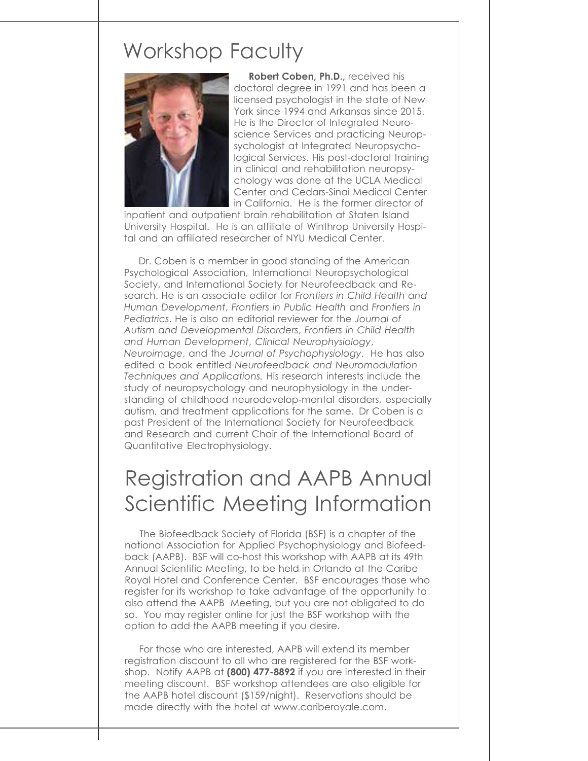# Workshop Faculty

**Robert Coben, Ph.D.,** received his doctoral degree in 1991 and has been a licensed psychologist in the state of New York since 1994 and Arkansas since 2015. He is the Director of Integrated Neuroscience Services and practicing Neuropsychologist at Integrated Neuropsychological Services. His post-doctoral training in clinical and rehabilitation neuropsychology was done at the UCLA Medical Center and Cedars-Sinai Medical Center in California. He is the former director of inpatient and outpatient brain rehabilitation at Staten Island University Hospital. He is an affiliate of Winthrop University Hospital and an affiliated researcher of NYU Medical Center.

Dr. Coben is a member in good standing of the American Psychological Association, International Neuropsychological Society, and International Society for Neurofeedback and Research. He is an associate editor for *Frontiers in Child Health and Human Development*, *Frontiers in Public Health* and *Frontiers in Pediatrics*. He is also an editorial reviewer for the *Journal of Autism and Developmental Disorders*, *Frontiers in Child Health and Human Development*, *Clinical Neurophysiology*, *Neuroimage*, and the *Journal of Psychophysiology*. He has also edited a book entitled *Neurofeedback and Neuromodulation Techniques and Applications.* His research interests include the study of neuropsychology and neurophysiology in the understanding of childhood neurodevelop-mental disorders, especially autism, and treatment applications for the same. Dr Coben is a past President of the International Society for Neurofeedback and Research and current Chair of the International Board of Quantitative Electrophysiology.

# Registration and AAPB Annual Scientific Meeting Information

The Biofeedback Society of Florida (BSF) is a chapter of the national Association for Applied Psychophysiology and Biofeedback (AAPB). BSF will co-host this workshop with AAPB at its 49th Annual Scientific Meeting, to be held in Orlando at the Caribe Royal Hotel and Conference Center. BSF encourages those who register for its workshop to take advantage of the opportunity to also attend the AAPB Meeting, but you are not obligated to do so. You may register online for just the BSF workshop with the option to add the AAPB meeting if you desire.

For those who are interested, AAPB will extend its member registration discount to all who are registered for the BSF workshop. Notify AAPB at **(800) 477-8892** if you are interested in their meeting discount. BSF workshop attendees are also eligible for the AAPB hotel discount ($159/night). Reservations should be made directly with the hotel at www.cariberoyale.com.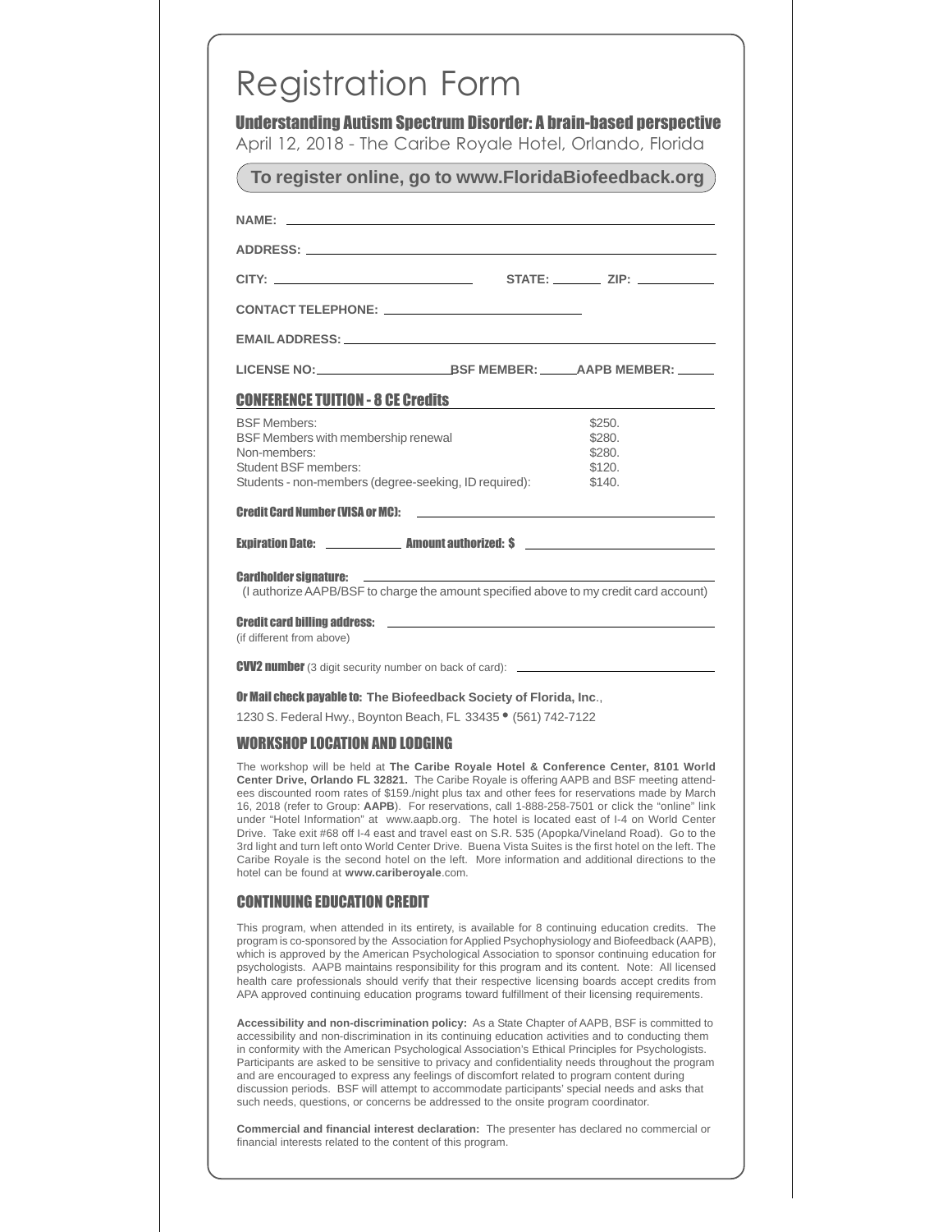# Registration Form

## Understanding Autism Spectrum Disorder: A brain-based perspective

April 12, 2018 - The Caribe Royale Hotel, Orlando, Florida

**To register online, go to www.FloridaBiofeedback.org**

**NAME:** ____________________________________________

**ADDRESS:** ____________________________________________

**CITY:** ____________________ **STATE:** ________ **ZIP:** ____________

**CONTACT TELEPHONE:** ____________________________

**EMAIL ADDRESS:** ____________________________________________

**LICENSE NO:** ____________________ **BSF MEMBER:** ______ **AAPB MEMBER:** ______

### CONFERENCE TUITION - 8 CE Credits

| | |
|---|---|
| BSF Members: | \$250. |
| BSF Members with membership renewal | \$280. |
| Non-members: | \$280. |
| Student BSF members: | \$120. |
| Students - non-members (degree-seeking, ID required): | \$140. |

**Credit Card Number (VISA or MC):** ____________________________________________

**Expiration Date:** ____________ **Amount authorized: \$** ____________________________

**Cardholder signature:** ____________________________________________
(I authorize AAPB/BSF to charge the amount specified above to my credit card account)

**Credit card billing address:** ____________________________________________
(if different from above)

**CVV2 number** (3 digit security number on back of card): ____________________________

**Or Mail check payable to: The Biofeedback Society of Florida, Inc**.,
1230 S. Federal Hwy., Boynton Beach, FL 33435 • (561) 742-7122

### WORKSHOP LOCATION AND LODGING

The workshop will be held at **The Caribe Royale Hotel & Conference Center, 8101 World Center Drive, Orlando FL 32821.** The Caribe Royale is offering AAPB and BSF meeting attendees discounted room rates of \$159./night plus tax and other fees for reservations made by March 16, 2018 (refer to Group: **AAPB**). For reservations, call 1-888-258-7501 or click the "online" link under "Hotel Information" at www.aapb.org. The hotel is located east of I-4 on World Center Drive. Take exit #68 off I-4 east and travel east on S.R. 535 (Apopka/Vineland Road). Go to the 3rd light and turn left onto World Center Drive. Buena Vista Suites is the first hotel on the left. The Caribe Royale is the second hotel on the left. More information and additional directions to the hotel can be found at **www.cariberoyale**.com.

### CONTINUING EDUCATION CREDIT

This program, when attended in its entirety, is available for 8 continuing education credits. The program is co-sponsored by the Association for Applied Psychophysiology and Biofeedback (AAPB), which is approved by the American Psychological Association to sponsor continuing education for psychologists. AAPB maintains responsibility for this program and its content. Note: All licensed health care professionals should verify that their respective licensing boards accept credits from APA approved continuing education programs toward fulfillment of their licensing requirements.

**Accessibility and non-discrimination policy:** As a State Chapter of AAPB, BSF is committed to accessibility and non-discrimination in its continuing education activities and to conducting them in conformity with the American Psychological Association's Ethical Principles for Psychologists. Participants are asked to be sensitive to privacy and confidentiality needs throughout the program and are encouraged to express any feelings of discomfort related to program content during discussion periods. BSF will attempt to accommodate participants' special needs and asks that such needs, questions, or concerns be addressed to the onsite program coordinator.

**Commercial and financial interest declaration:** The presenter has declared no commercial or financial interests related to the content of this program.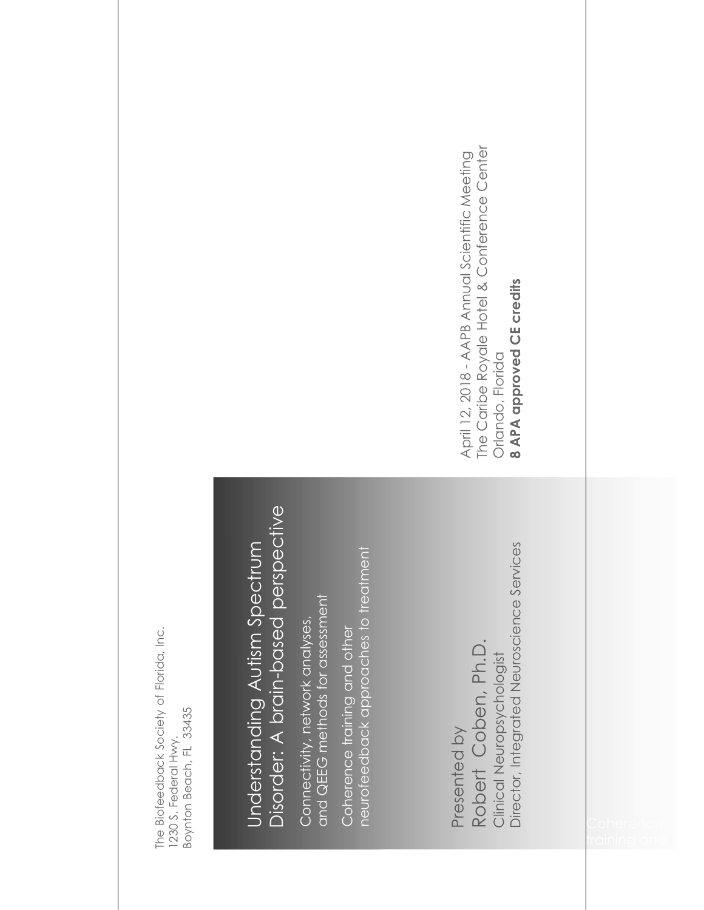The Biofeedback Society of Florida, Inc.
1230 S. Federal Hwy.
Boynton Beach, FL 33435

# Understanding Autism Spectrum Disorder: A brain-based perspective

Connectivity, network analyses, and QEEG methods for assessment

Coherence training and other neurofeedback approaches to treatment

Presented by
Robert Coben, Ph.D.
Clinical Neuropsychologist
Director, Integrated Neuroscience Services

April 12, 2018 - AAPB Annual Scientific Meeting
The Caribe Royale Hotel & Conference Center
Orlando, Florida
**8 APA approved CE credits**

Coherence training and